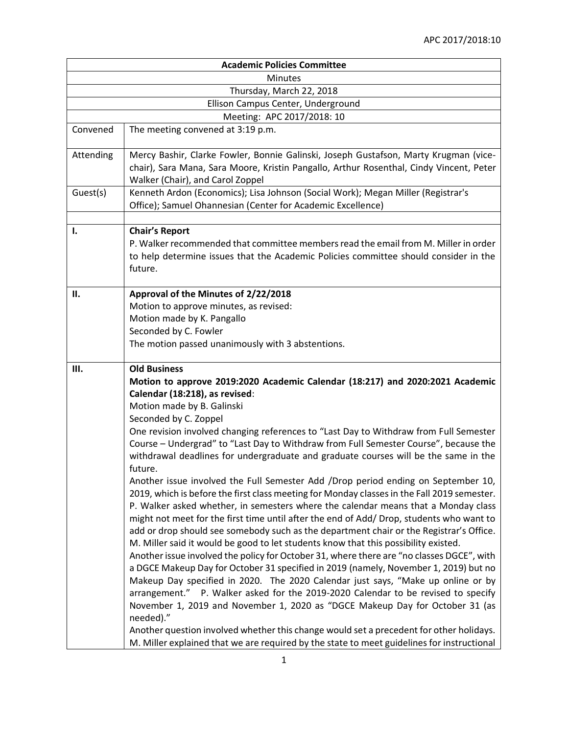APC 2017/2018:10

| Academic Policies Committee | |
|---|---|
| Minutes | |
| Thursday, March 22, 2018 | |
| Ellison Campus Center, Underground | |
| Meeting: APC 2017/2018: 10 | |
| Convened | The meeting convened at 3:19 p.m. |
| Attending | Mercy Bashir, Clarke Fowler, Bonnie Galinski, Joseph Gustafson, Marty Krugman (vice-chair), Sara Mana, Sara Moore, Kristin Pangallo, Arthur Rosenthal, Cindy Vincent, Peter Walker (Chair), and Carol Zoppel |
| Guest(s) | Kenneth Ardon (Economics); Lisa Johnson (Social Work); Megan Miller (Registrar's Office); Samuel Ohannesian (Center for Academic Excellence) |
| | |
| **I.** | **Chair's Report**<br>P. Walker recommended that committee members read the email from M. Miller in order to help determine issues that the Academic Policies committee should consider in the future. |
| **II.** | **Approval of the Minutes of 2/22/2018**<br>Motion to approve minutes, as revised:<br>Motion made by K. Pangallo<br>Seconded by C. Fowler<br>The motion passed unanimously with 3 abstentions. |
| **III.** | **Old Business**<br>**Motion to approve 2019:2020 Academic Calendar (18:217) and 2020:2021 Academic Calendar (18:218), as revised**:<br>Motion made by B. Galinski<br>Seconded by C. Zoppel<br>One revision involved changing references to "Last Day to Withdraw from Full Semester Course – Undergrad" to "Last Day to Withdraw from Full Semester Course", because the withdrawal deadlines for undergraduate and graduate courses will be the same in the future.<br>Another issue involved the Full Semester Add /Drop period ending on September 10, 2019, which is before the first class meeting for Monday classes in the Fall 2019 semester. P. Walker asked whether, in semesters where the calendar means that a Monday class might not meet for the first time until after the end of Add/ Drop, students who want to add or drop should see somebody such as the department chair or the Registrar's Office. M. Miller said it would be good to let students know that this possibility existed.<br>Another issue involved the policy for October 31, where there are "no classes DGCE", with a DGCE Makeup Day for October 31 specified in 2019 (namely, November 1, 2019) but no Makeup Day specified in 2020. The 2020 Calendar just says, "Make up online or by arrangement." P. Walker asked for the 2019-2020 Calendar to be revised to specify November 1, 2019 and November 1, 2020 as "DGCE Makeup Day for October 31 (as needed)."<br>Another question involved whether this change would set a precedent for other holidays. M. Miller explained that we are required by the state to meet guidelines for instructional |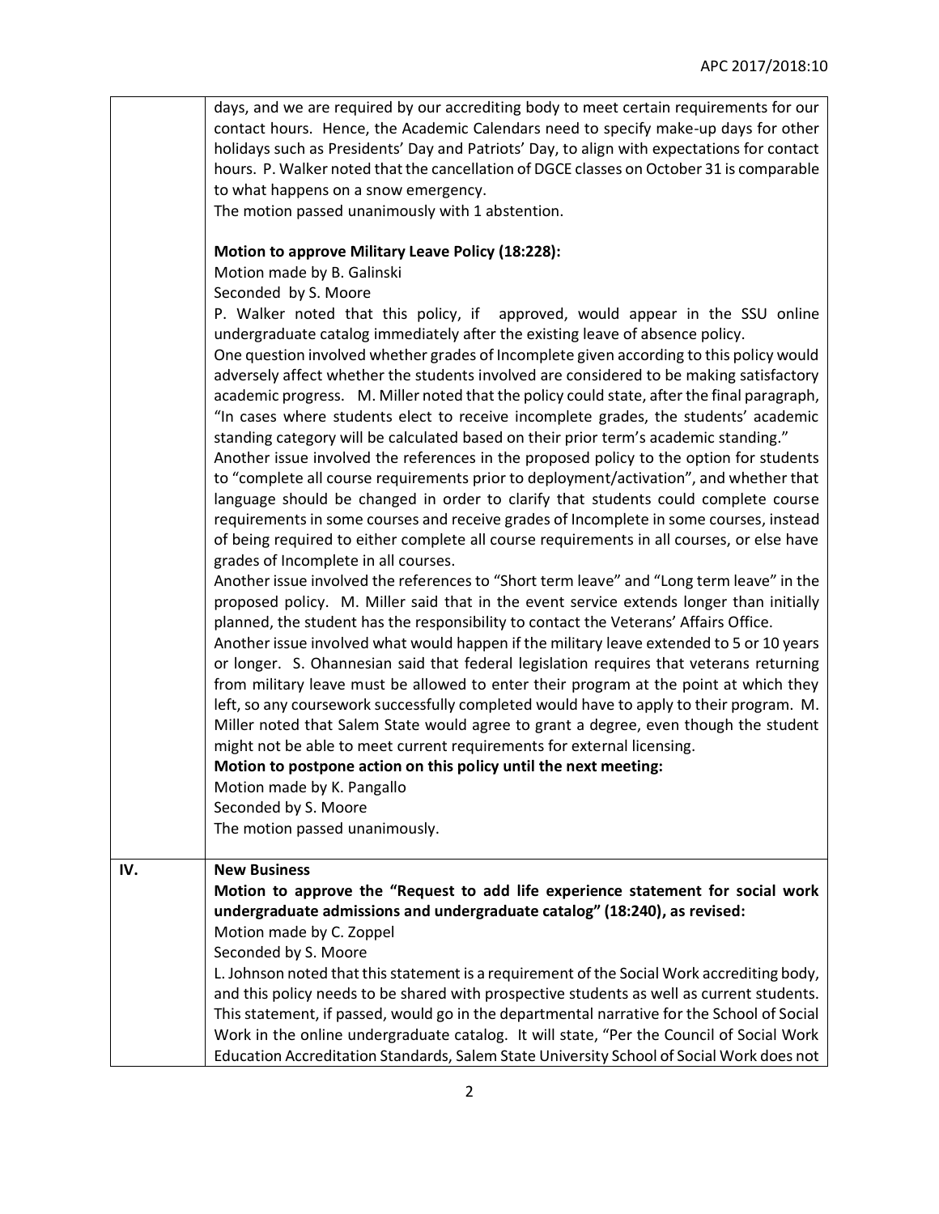| | |
|---|---|
| | days, and we are required by our accrediting body to meet certain requirements for our contact hours. Hence, the Academic Calendars need to specify make-up days for other holidays such as Presidents' Day and Patriots' Day, to align with expectations for contact hours. P. Walker noted that the cancellation of DGCE classes on October 31 is comparable to what happens on a snow emergency.<br>The motion passed unanimously with 1 abstention.<br><br>**Motion to approve Military Leave Policy (18:228):**<br>Motion made by B. Galinski<br>Seconded by S. Moore<br>P. Walker noted that this policy, if approved, would appear in the SSU online undergraduate catalog immediately after the existing leave of absence policy.<br>One question involved whether grades of Incomplete given according to this policy would adversely affect whether the students involved are considered to be making satisfactory academic progress. M. Miller noted that the policy could state, after the final paragraph, "In cases where students elect to receive incomplete grades, the students' academic standing category will be calculated based on their prior term's academic standing."<br>Another issue involved the references in the proposed policy to the option for students to "complete all course requirements prior to deployment/activation", and whether that language should be changed in order to clarify that students could complete course requirements in some courses and receive grades of Incomplete in some courses, instead of being required to either complete all course requirements in all courses, or else have grades of Incomplete in all courses.<br>Another issue involved the references to "Short term leave" and "Long term leave" in the proposed policy. M. Miller said that in the event service extends longer than initially planned, the student has the responsibility to contact the Veterans' Affairs Office.<br>Another issue involved what would happen if the military leave extended to 5 or 10 years or longer. S. Ohannesian said that federal legislation requires that veterans returning from military leave must be allowed to enter their program at the point at which they left, so any coursework successfully completed would have to apply to their program. M. Miller noted that Salem State would agree to grant a degree, even though the student might not be able to meet current requirements for external licensing.<br>**Motion to postpone action on this policy until the next meeting:**<br>Motion made by K. Pangallo<br>Seconded by S. Moore<br>The motion passed unanimously. |
| IV. | **New Business**<br>**Motion to approve the "Request to add life experience statement for social work undergraduate admissions and undergraduate catalog" (18:240), as revised:**<br>Motion made by C. Zoppel<br>Seconded by S. Moore<br>L. Johnson noted that this statement is a requirement of the Social Work accrediting body, and this policy needs to be shared with prospective students as well as current students. This statement, if passed, would go in the departmental narrative for the School of Social Work in the online undergraduate catalog. It will state, "Per the Council of Social Work Education Accreditation Standards, Salem State University School of Social Work does not |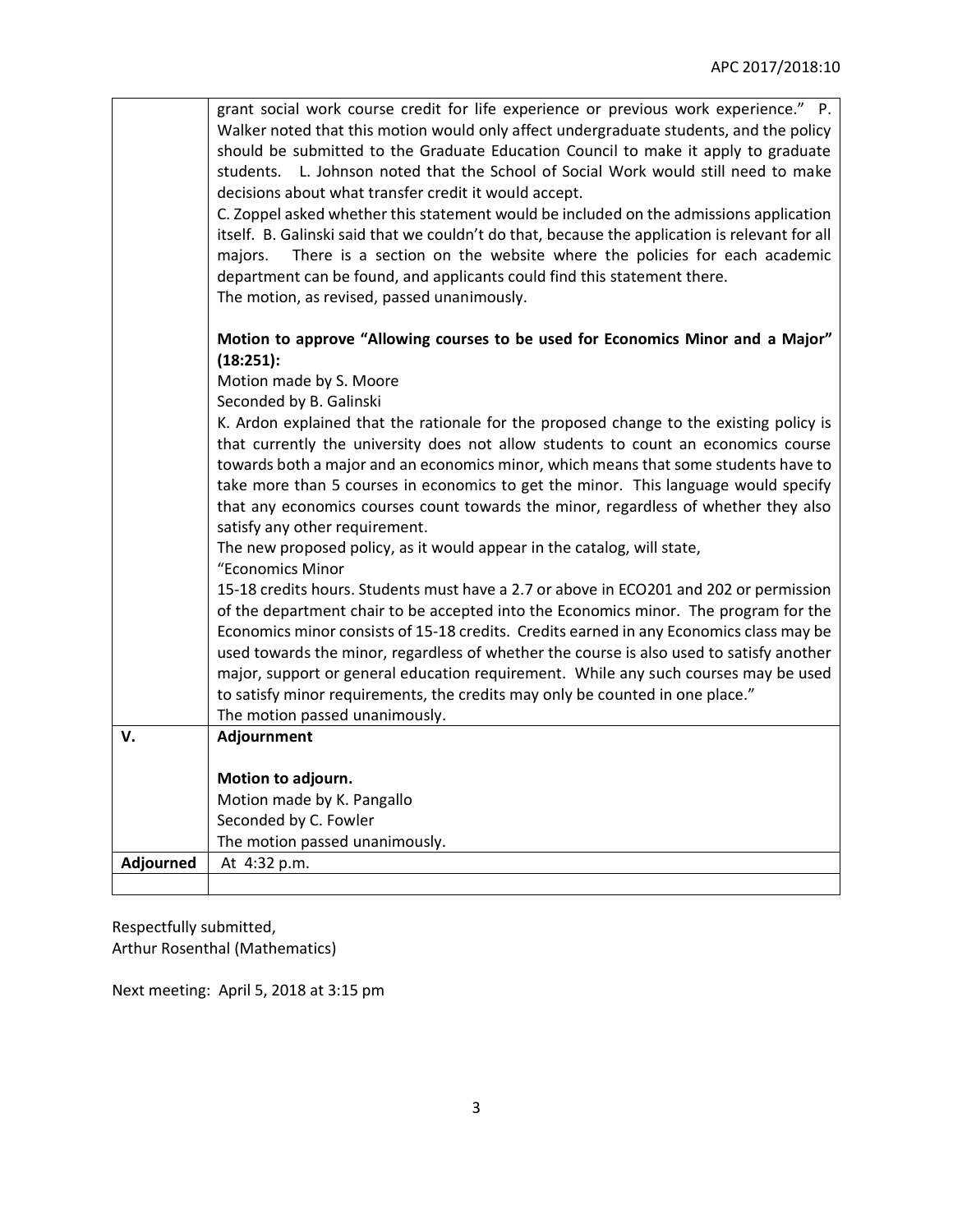| | |
|---|---|
| | grant social work course credit for life experience or previous work experience." P. Walker noted that this motion would only affect undergraduate students, and the policy should be submitted to the Graduate Education Council to make it apply to graduate students. L. Johnson noted that the School of Social Work would still need to make decisions about what transfer credit it would accept.<br>C. Zoppel asked whether this statement would be included on the admissions application itself. B. Galinski said that we couldn't do that, because the application is relevant for all majors. There is a section on the website where the policies for each academic department can be found, and applicants could find this statement there.<br>The motion, as revised, passed unanimously.<br><br>**Motion to approve "Allowing courses to be used for Economics Minor and a Major" (18:251):**<br>Motion made by S. Moore<br>Seconded by B. Galinski<br>K. Ardon explained that the rationale for the proposed change to the existing policy is that currently the university does not allow students to count an economics course towards both a major and an economics minor, which means that some students have to take more than 5 courses in economics to get the minor. This language would specify that any economics courses count towards the minor, regardless of whether they also satisfy any other requirement.<br>The new proposed policy, as it would appear in the catalog, will state,<br>"Economics Minor<br>15-18 credits hours. Students must have a 2.7 or above in ECO201 and 202 or permission of the department chair to be accepted into the Economics minor. The program for the Economics minor consists of 15-18 credits. Credits earned in any Economics class may be used towards the minor, regardless of whether the course is also used to satisfy another major, support or general education requirement. While any such courses may be used to satisfy minor requirements, the credits may only be counted in one place."<br>The motion passed unanimously. |
| **V.** | **Adjournment**<br><br>**Motion to adjourn.**<br>Motion made by K. Pangallo<br>Seconded by C. Fowler<br>The motion passed unanimously. |
| **Adjourned** | At 4:32 p.m. |
| | |

Respectfully submitted,
Arthur Rosenthal (Mathematics)

Next meeting: April 5, 2018 at 3:15 pm